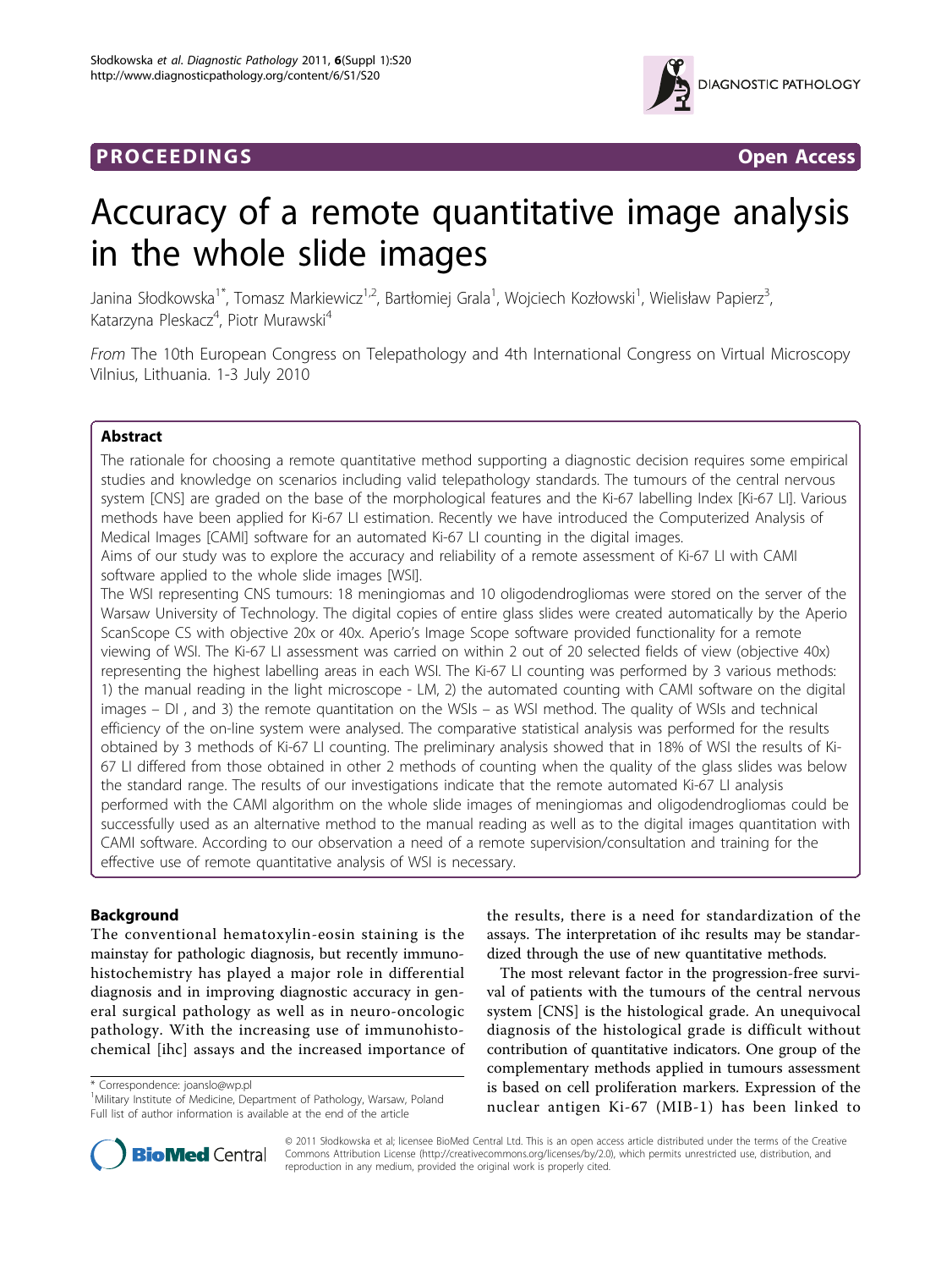**PROCEEDINGS** **Open Access**

# Accuracy of a remote quantitative image analysis in the whole slide images

Janina Słodkowska[1*], Tomasz Markiewicz[1,2], Bartłomiej Grala[1], Wojciech Kozłowski[1], Wiesław Papierz[3], Katarzyna Pleskacz[4], Piotr Murawski[4]

*From* The 10th European Congress on Telepathology and 4th International Congress on Virtual Microscopy Vilnius, Lithuania. 1-3 July 2010

## Abstract

The rationale for choosing a remote quantitative method supporting a diagnostic decision requires some empirical studies and knowledge on scenarios including valid telepathology standards. The tumours of the central nervous system [CNS] are graded on the base of the morphological features and the Ki-67 labelling Index [Ki-67 LI]. Various methods have been applied for Ki-67 LI estimation. Recently we have introduced the Computerized Analysis of Medical Images [CAMI] software for an automated Ki-67 LI counting in the digital images.

Aims of our study was to explore the accuracy and reliability of a remote assessment of Ki-67 LI with CAMI software applied to the whole slide images [WSI].

The WSI representing CNS tumours: 18 meningiomas and 10 oligodendrogliomas were stored on the server of the Warsaw University of Technology. The digital copies of entire glass slides were created automatically by the Aperio ScanScope CS with objective 20x or 40x. Aperio's Image Scope software provided functionality for a remote viewing of WSI. The Ki-67 LI assessment was carried on within 2 out of 20 selected fields of view (objective 40x) representing the highest labelling areas in each WSI. The Ki-67 LI counting was performed by 3 various methods: 1) the manual reading in the light microscope - LM, 2) the automated counting with CAMI software on the digital images – DI , and 3) the remote quantitation on the WSIs – as WSI method. The quality of WSIs and technical efficiency of the on-line system were analysed. The comparative statistical analysis was performed for the results obtained by 3 methods of Ki-67 LI counting. The preliminary analysis showed that in 18% of WSI the results of Ki-67 LI differed from those obtained in other 2 methods of counting when the quality of the glass slides was below the standard range. The results of our investigations indicate that the remote automated Ki-67 LI analysis performed with the CAMI algorithm on the whole slide images of meningiomas and oligodendrogliomas could be successfully used as an alternative method to the manual reading as well as to the digital images quantitation with CAMI software. According to our observation a need of a remote supervision/consultation and training for the effective use of remote quantitative analysis of WSI is necessary.

## Background

The conventional hematoxylin-eosin staining is the mainstay for pathologic diagnosis, but recently immunohistochemistry has played a major role in differential diagnosis and in improving diagnostic accuracy in general surgical pathology as well as in neuro-oncologic pathology. With the increasing use of immunohistochemical [ihc] assays and the increased importance of the results, there is a need for standardization of the assays. The interpretation of ihc results may be standardized through the use of new quantitative methods.

The most relevant factor in the progression-free survival of patients with the tumours of the central nervous system [CNS] is the histological grade. An unequivocal diagnosis of the histological grade is difficult without contribution of quantitative indicators. One group of the complementary methods applied in tumours assessment is based on cell proliferation markers. Expression of the nuclear antigen Ki-67 (MIB-1) has been linked to

\* Correspondence: joanslo@wp.pl
[1]Military Institute of Medicine, Department of Pathology, Warsaw, Poland
Full list of author information is available at the end of the article

© 2011 Słodkowska et al; licensee BioMed Central Ltd. This is an open access article distributed under the terms of the Creative Commons Attribution License (http://creativecommons.org/licenses/by/2.0), which permits unrestricted use, distribution, and reproduction in any medium, provided the original work is properly cited.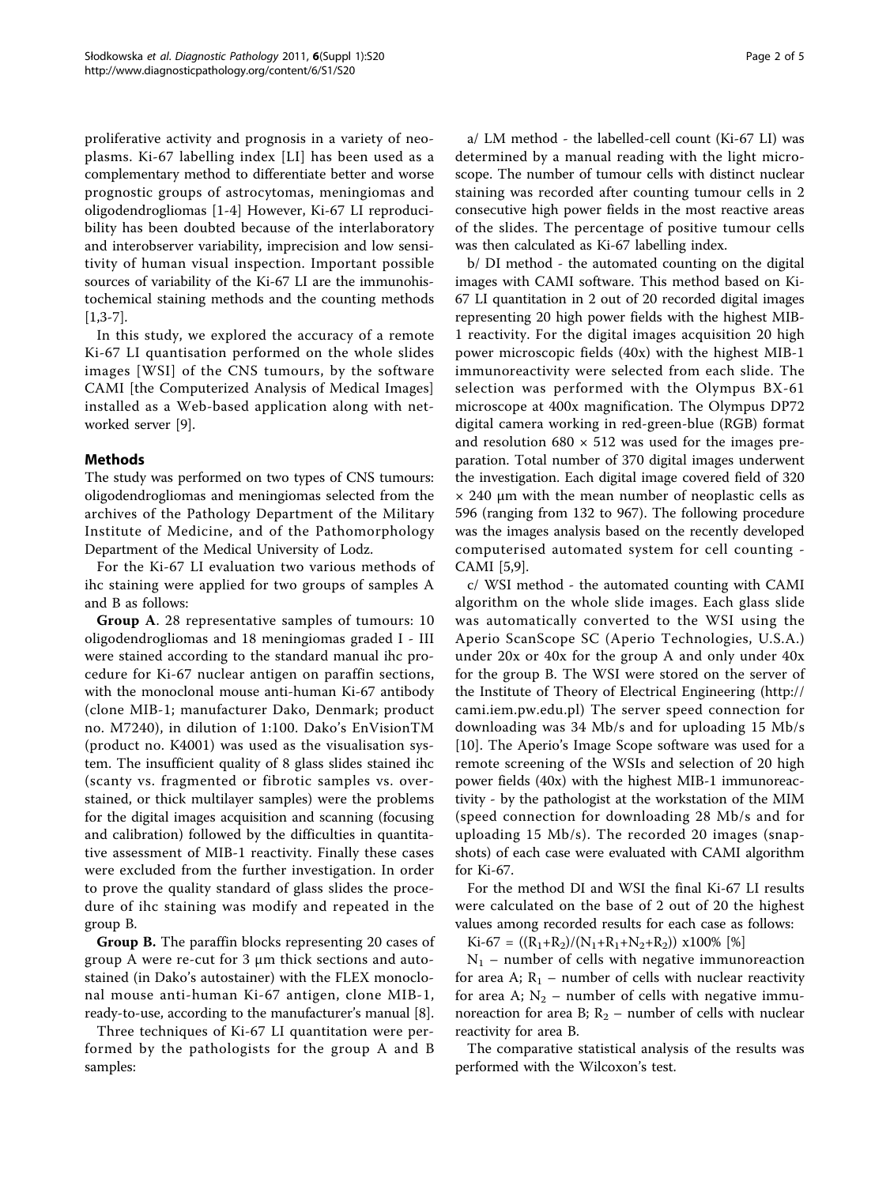proliferative activity and prognosis in a variety of neoplasms. Ki-67 labelling index [LI] has been used as a complementary method to differentiate better and worse prognostic groups of astrocytomas, meningiomas and oligodendrogliomas [1-4] However, Ki-67 LI reproducibility has been doubted because of the interlaboratory and interobserver variability, imprecision and low sensitivity of human visual inspection. Important possible sources of variability of the Ki-67 LI are the immunohistochemical staining methods and the counting methods [1,3-7].

In this study, we explored the accuracy of a remote Ki-67 LI quantisation performed on the whole slides images [WSI] of the CNS tumours, by the software CAMI [the Computerized Analysis of Medical Images] installed as a Web-based application along with networked server [9].

## Methods

The study was performed on two types of CNS tumours: oligodendrogliomas and meningiomas selected from the archives of the Pathology Department of the Military Institute of Medicine, and of the Pathomorphology Department of the Medical University of Lodz.

For the Ki-67 LI evaluation two various methods of ihc staining were applied for two groups of samples A and B as follows:

**Group A**. 28 representative samples of tumours: 10 oligodendrogliomas and 18 meningiomas graded I - III were stained according to the standard manual ihc procedure for Ki-67 nuclear antigen on paraffin sections, with the monoclonal mouse anti-human Ki-67 antibody (clone MIB-1; manufacturer Dako, Denmark; product no. M7240), in dilution of 1:100. Dako's EnVisionTM (product no. K4001) was used as the visualisation system. The insufficient quality of 8 glass slides stained ihc (scanty vs. fragmented or fibrotic samples vs. overstained, or thick multilayer samples) were the problems for the digital images acquisition and scanning (focusing and calibration) followed by the difficulties in quantitative assessment of MIB-1 reactivity. Finally these cases were excluded from the further investigation. In order to prove the quality standard of glass slides the procedure of ihc staining was modify and repeated in the group B.

**Group B.** The paraffin blocks representing 20 cases of group A were re-cut for 3 μm thick sections and autostained (in Dako's autostainer) with the FLEX monoclonal mouse anti-human Ki-67 antigen, clone MIB-1, ready-to-use, according to the manufacturer's manual [8].

Three techniques of Ki-67 LI quantitation were performed by the pathologists for the group A and B samples:

a/ LM method - the labelled-cell count (Ki-67 LI) was determined by a manual reading with the light microscope. The number of tumour cells with distinct nuclear staining was recorded after counting tumour cells in 2 consecutive high power fields in the most reactive areas of the slides. The percentage of positive tumour cells was then calculated as Ki-67 labelling index.

b/ DI method - the automated counting on the digital images with CAMI software. This method based on Ki-67 LI quantitation in 2 out of 20 recorded digital images representing 20 high power fields with the highest MIB-1 reactivity. For the digital images acquisition 20 high power microscopic fields (40x) with the highest MIB-1 immunoreactivity were selected from each slide. The selection was performed with the Olympus BX-61 microscope at 400x magnification. The Olympus DP72 digital camera working in red-green-blue (RGB) format and resolution 680 × 512 was used for the images preparation. Total number of 370 digital images underwent the investigation. Each digital image covered field of 320 × 240 μm with the mean number of neoplastic cells as 596 (ranging from 132 to 967). The following procedure was the images analysis based on the recently developed computerised automated system for cell counting - CAMI [5,9].

c/ WSI method - the automated counting with CAMI algorithm on the whole slide images. Each glass slide was automatically converted to the WSI using the Aperio ScanScope SC (Aperio Technologies, U.S.A.) under 20x or 40x for the group A and only under 40x for the group B. The WSI were stored on the server of the Institute of Theory of Electrical Engineering (http://cami.iem.pw.edu.pl) The server speed connection for downloading was 34 Mb/s and for uploading 15 Mb/s [10]. The Aperio's Image Scope software was used for a remote screening of the WSIs and selection of 20 high power fields (40x) with the highest MIB-1 immunoreactivity - by the pathologist at the workstation of the MIM (speed connection for downloading 28 Mb/s and for uploading 15 Mb/s). The recorded 20 images (snapshots) of each case were evaluated with CAMI algorithm for Ki-67.

For the method DI and WSI the final Ki-67 LI results were calculated on the base of 2 out of 20 the highest values among recorded results for each case as follows:

Ki-67 = $((R_1+R_2)/(N_1+R_1+N_2+R_2))$ x100% [%]

$N_1$ – number of cells with negative immunoreaction for area A; $R_1$ – number of cells with nuclear reactivity for area A; $N_2$ – number of cells with negative immunoreaction for area B; $R_2$ – number of cells with nuclear reactivity for area B.

The comparative statistical analysis of the results was performed with the Wilcoxon's test.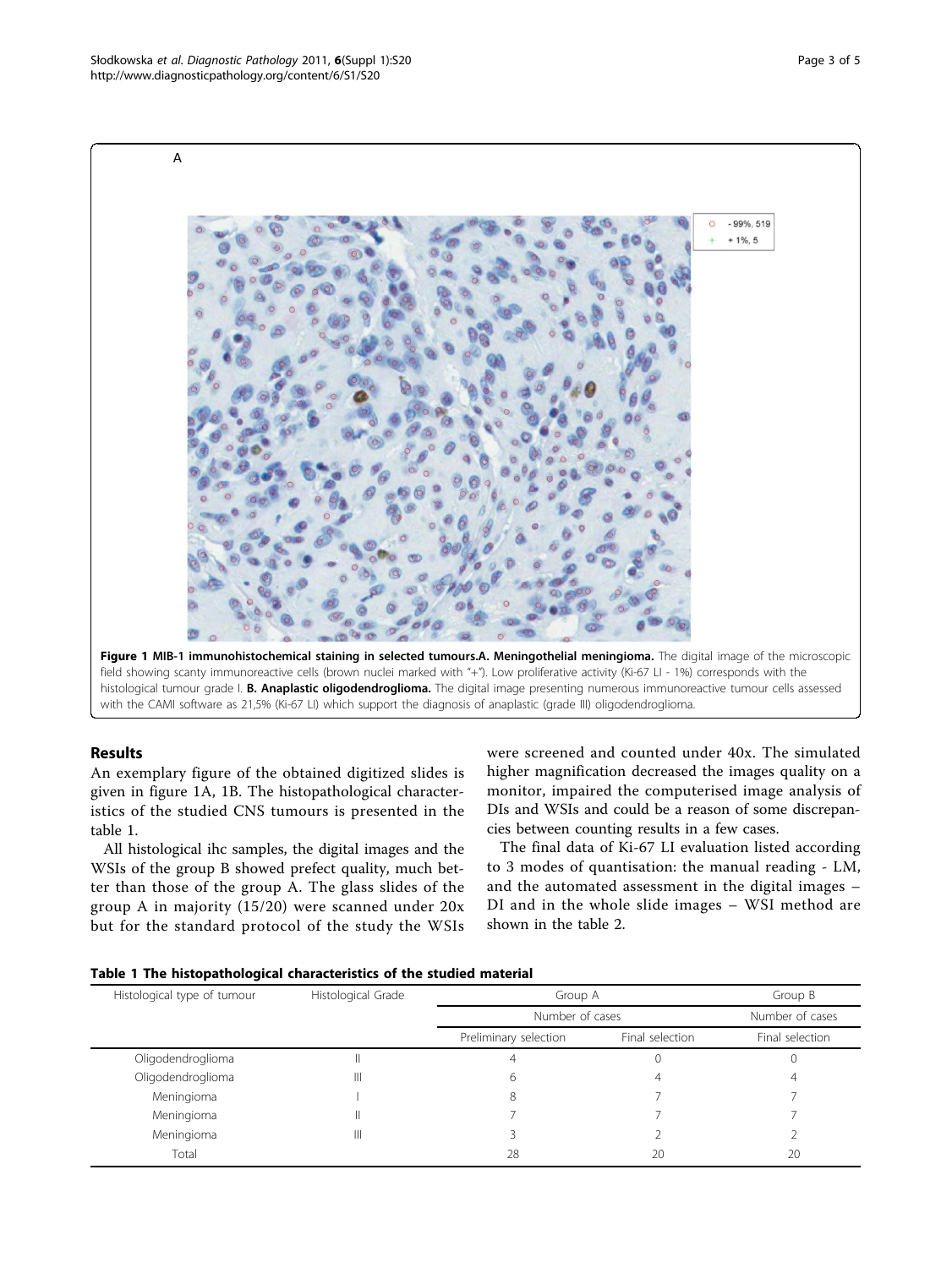A

- 99%, 519
+ 1%, 5

**Figure 1 MIB-1 immunohistochemical staining in selected tumours.A. Meningothelial meningioma.** The digital image of the microscopic field showing scanty immunoreactive cells (brown nuclei marked with "+"). Low proliferative activity (Ki-67 LI - 1%) corresponds with the histological tumour grade I. **B. Anaplastic oligodendroglioma.** The digital image presenting numerous immunoreactive tumour cells assessed with the CAMI software as 21,5% (Ki-67 LI) which support the diagnosis of anaplastic (grade III) oligodendroglioma.

## Results

An exemplary figure of the obtained digitized slides is given in figure 1A, 1B. The histopathological characteristics of the studied CNS tumours is presented in the table 1.

All histological ihc samples, the digital images and the WSIs of the group B showed prefect quality, much better than those of the group A. The glass slides of the group A in majority (15/20) were scanned under 20x but for the standard protocol of the study the WSIs were screened and counted under 40x. The simulated higher magnification decreased the images quality on a monitor, impaired the computerised image analysis of DIs and WSIs and could be a reason of some discrepancies between counting results in a few cases.

The final data of Ki-67 LI evaluation listed according to 3 modes of quantisation: the manual reading - LM, and the automated assessment in the digital images – DI and in the whole slide images – WSI method are shown in the table 2.

**Table 1 The histopathological characteristics of the studied material**

| Histological type of tumour | Histological Grade | Group A | | Group B |
|---|---|---|---|---|
| | | Number of cases | | Number of cases |
| | | Preliminary selection | Final selection | Final selection |
| Oligodendroglioma | II | 4 | 0 | 0 |
| Oligodendroglioma | III | 6 | 4 | 4 |
| Meningioma | I | 8 | 7 | 7 |
| Meningioma | II | 7 | 7 | 7 |
| Meningioma | III | 3 | 2 | 2 |
| Total | | 28 | 20 | 20 |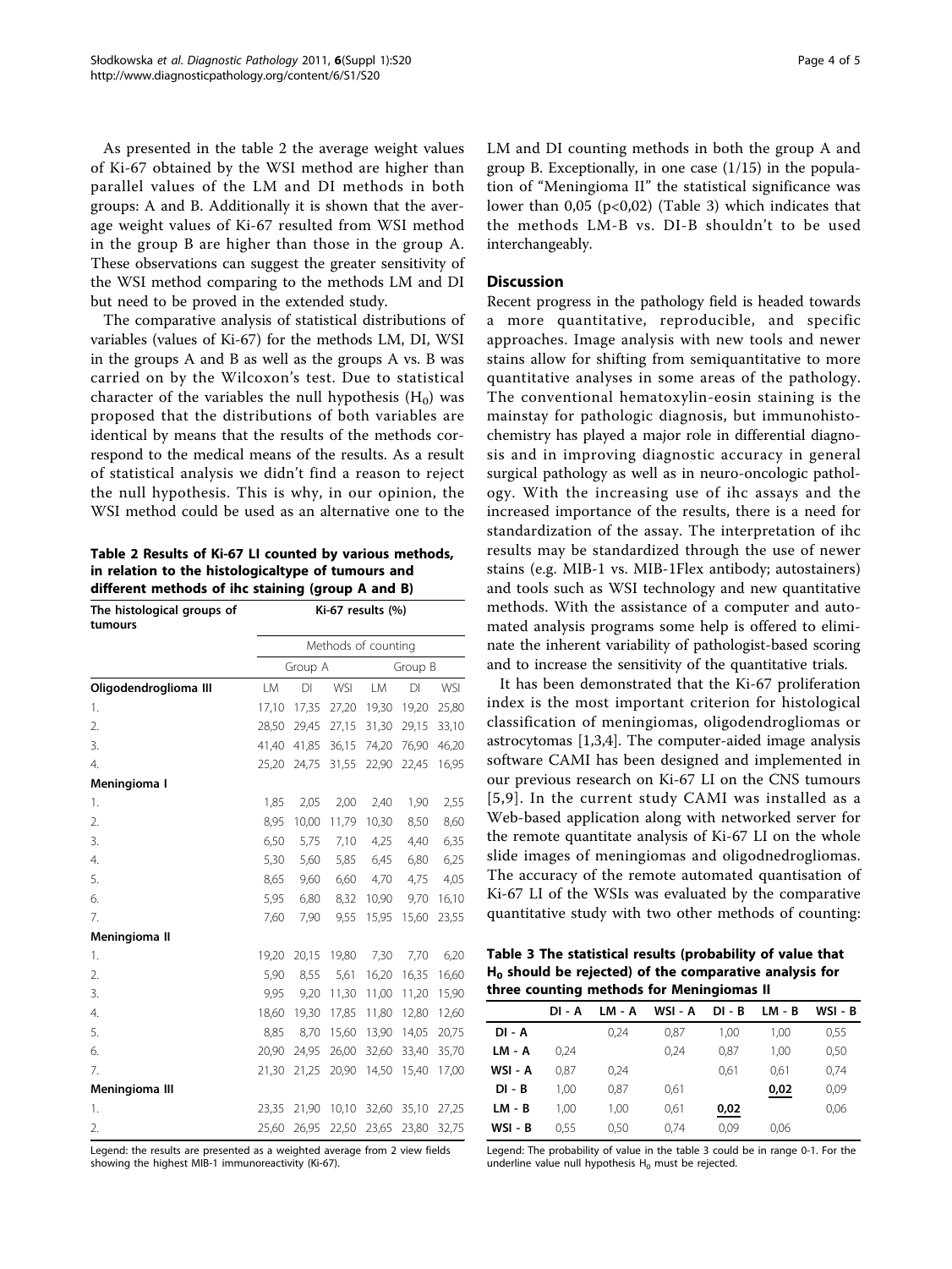As presented in the table 2 the average weight values of Ki-67 obtained by the WSI method are higher than parallel values of the LM and DI methods in both groups: A and B. Additionally it is shown that the average weight values of Ki-67 resulted from WSI method in the group B are higher than those in the group A. These observations can suggest the greater sensitivity of the WSI method comparing to the methods LM and DI but need to be proved in the extended study.

The comparative analysis of statistical distributions of variables (values of Ki-67) for the methods LM, DI, WSI in the groups A and B as well as the groups A vs. B was carried on by the Wilcoxon's test. Due to statistical character of the variables the null hypothesis ($H_0$) was proposed that the distributions of both variables are identical by means that the results of the methods correspond to the medical means of the results. As a result of statistical analysis we didn't find a reason to reject the null hypothesis. This is why, in our opinion, the WSI method could be used as an alternative one to the LM and DI counting methods in both the group A and group B. Exceptionally, in one case (1/15) in the population of "Meningioma II" the statistical significance was lower than 0,05 (p<0,02) (Table 3) which indicates that the methods LM-B vs. DI-B shouldn't to be used interchangeably.

**Table 2 Results of Ki-67 LI counted by various methods, in relation to the histologicaltype of tumours and different methods of ihc staining (group A and B)**

| The histological groups of tumours | Ki-67 results (%) | | | | | |
|---|---|---|---|---|---|---|
| | Methods of counting | | | | | |
| | Group A | | | Group B | | |
| **Oligodendroglioma III** | LM | DI | WSI | LM | DI | WSI |
| 1. | 17,10 | 17,35 | 27,20 | 19,30 | 19,20 | 25,80 |
| 2. | 28,50 | 29,45 | 27,15 | 31,30 | 29,15 | 33,10 |
| 3. | 41,40 | 41,85 | 36,15 | 74,20 | 76,90 | 46,20 |
| 4. | 25,20 | 24,75 | 31,55 | 22,90 | 22,45 | 16,95 |
| **Meningioma I** | | | | | | |
| 1. | 1,85 | 2,05 | 2,00 | 2,40 | 1,90 | 2,55 |
| 2. | 8,95 | 10,00 | 11,79 | 10,30 | 8,50 | 8,60 |
| 3. | 6,50 | 5,75 | 7,10 | 4,25 | 4,40 | 6,35 |
| 4. | 5,30 | 5,60 | 5,85 | 6,45 | 6,80 | 6,25 |
| 5. | 8,65 | 9,60 | 6,60 | 4,70 | 4,75 | 4,05 |
| 6. | 5,95 | 6,80 | 8,32 | 10,90 | 9,70 | 16,10 |
| 7. | 7,60 | 7,90 | 9,55 | 15,95 | 15,60 | 23,55 |
| **Meningioma II** | | | | | | |
| 1. | 19,20 | 20,15 | 19,80 | 7,30 | 7,70 | 6,20 |
| 2. | 5,90 | 8,55 | 5,61 | 16,20 | 16,35 | 16,60 |
| 3. | 9,95 | 9,20 | 11,30 | 11,00 | 11,20 | 15,90 |
| 4. | 18,60 | 19,30 | 17,85 | 11,80 | 12,80 | 12,60 |
| 5. | 8,85 | 8,70 | 15,60 | 13,90 | 14,05 | 20,75 |
| 6. | 20,90 | 24,95 | 26,00 | 32,60 | 33,40 | 35,70 |
| 7. | 21,30 | 21,25 | 20,90 | 14,50 | 15,40 | 17,00 |
| **Meningioma III** | | | | | | |
| 1. | 23,35 | 21,90 | 10,10 | 32,60 | 35,10 | 27,25 |
| 2. | 25,60 | 26,95 | 22,50 | 23,65 | 23,80 | 32,75 |

Legend: the results are presented as a weighted average from 2 view fields showing the highest MIB-1 immunoreactivity (Ki-67).

## Discussion

Recent progress in the pathology field is headed towards a more quantitative, reproducible, and specific approaches. Image analysis with new tools and newer stains allow for shifting from semiquantitative to more quantitative analyses in some areas of the pathology. The conventional hematoxylin-eosin staining is the mainstay for pathologic diagnosis, but immunohistochemistry has played a major role in differential diagnosis and in improving diagnostic accuracy in general surgical pathology as well as in neuro-oncologic pathology. With the increasing use of ihc assays and the increased importance of the results, there is a need for standardization of the assay. The interpretation of ihc results may be standardized through the use of newer stains (e.g. MIB-1 vs. MIB-1Flex antibody; autostainers) and tools such as WSI technology and new quantitative methods. With the assistance of a computer and automated analysis programs some help is offered to eliminate the inherent variability of pathologist-based scoring and to increase the sensitivity of the quantitative trials.

It has been demonstrated that the Ki-67 proliferation index is the most important criterion for histological classification of meningiomas, oligodendrogliomas or astrocytomas [1,3,4]. The computer-aided image analysis software CAMI has been designed and implemented in our previous research on Ki-67 LI on the CNS tumours [5,9]. In the current study CAMI was installed as a Web-based application along with networked server for the remote quantitate analysis of Ki-67 LI on the whole slide images of meningiomas and oligodnedrogliomas. The accuracy of the remote automated quantisation of Ki-67 LI of the WSIs was evaluated by the comparative quantitative study with two other methods of counting:

**Table 3 The statistical results (probability of value that $H_0$ should be rejected) of the comparative analysis for three counting methods for Meningiomas II**

| | DI - A | LM - A | WSI - A | DI - B | LM - B | WSI - B |
|---|---|---|---|---|---|---|
| **DI - A** | | 0,24 | 0,87 | 1,00 | 1,00 | 0,55 |
| **LM - A** | 0,24 | | 0,24 | 0,87 | 1,00 | 0,50 |
| **WSI - A** | 0,87 | 0,24 | | 0,61 | 0,61 | 0,74 |
| **DI - B** | 1,00 | 0,87 | 0,61 | | **0,02** | 0,09 |
| **LM - B** | 1,00 | 1,00 | 0,61 | **0,02** | | 0,06 |
| **WSI - B** | 0,55 | 0,50 | 0,74 | 0,09 | 0,06 | |

Legend: The probability of value in the table 3 could be in range 0-1. For the underline value null hypothesis $H_0$ must be rejected.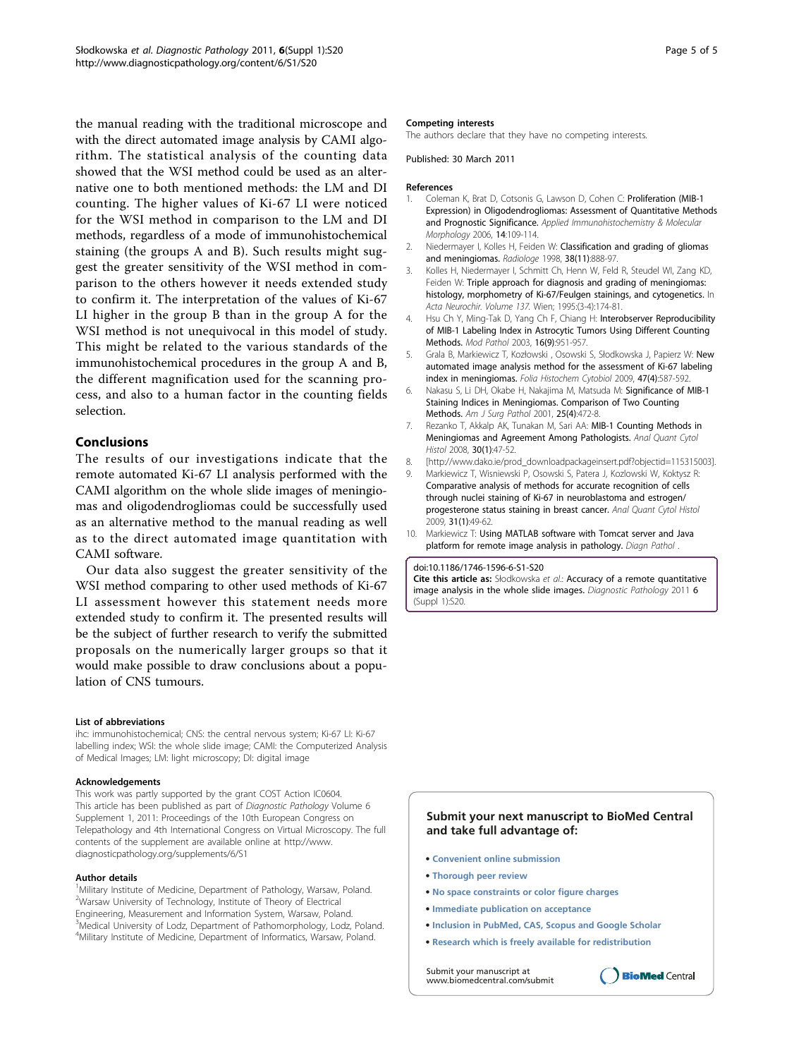the manual reading with the traditional microscope and with the direct automated image analysis by CAMI algorithm. The statistical analysis of the counting data showed that the WSI method could be used as an alternative one to both mentioned methods: the LM and DI counting. The higher values of Ki-67 LI were noticed for the WSI method in comparison to the LM and DI methods, regardless of a mode of immunohistochemical staining (the groups A and B). Such results might suggest the greater sensitivity of the WSI method in comparison to the others however it needs extended study to confirm it. The interpretation of the values of Ki-67 LI higher in the group B than in the group A for the WSI method is not unequivocal in this model of study. This might be related to the various standards of the immunohistochemical procedures in the group A and B, the different magnification used for the scanning process, and also to a human factor in the counting fields selection.

## Conclusions

The results of our investigations indicate that the remote automated Ki-67 LI analysis performed with the CAMI algorithm on the whole slide images of meningiomas and oligodendrogliomas could be successfully used as an alternative method to the manual reading as well as to the direct automated image quantitation with CAMI software.

Our data also suggest the greater sensitivity of the WSI method comparing to other used methods of Ki-67 LI assessment however this statement needs more extended study to confirm it. The presented results will be the subject of further research to verify the submitted proposals on the numerically larger groups so that it would make possible to draw conclusions about a population of CNS tumours.

#### List of abbreviations

ihc: immunohistochemical; CNS: the central nervous system; Ki-67 LI: Ki-67 labelling index; WSI: the whole slide image; CAMI: the Computerized Analysis of Medical Images; LM: light microscopy; DI: digital image

#### Acknowledgements

This work was partly supported by the grant COST Action IC0604.
This article has been published as part of *Diagnostic Pathology* Volume 6 Supplement 1, 2011: Proceedings of the 10th European Congress on Telepathology and 4th International Congress on Virtual Microscopy. The full contents of the supplement are available online at http://www.diagnosticpathology.org/supplements/6/S1

#### Author details

[1]Military Institute of Medicine, Department of Pathology, Warsaw, Poland. [2]Warsaw University of Technology, Institute of Theory of Electrical Engineering, Measurement and Information System, Warsaw, Poland. [3]Medical University of Lodz, Department of Pathomorphology, Lodz, Poland. [4]Military Institute of Medicine, Department of Informatics, Warsaw, Poland.

#### Competing interests

The authors declare that they have no competing interests.

Published: 30 March 2011

#### References

1. Coleman K, Brat D, Cotsonis G, Lawson D, Cohen C: **Proliferation (MIB-1 Expression) in Oligodendrogliomas: Assessment of Quantitative Methods and Prognostic Significance.** *Applied Immunohistochemistry & Molecular Morphology* 2006, **14**:109-114.
2. Niedermayer I, Kolles H, Feiden W: **Classification and grading of gliomas and meningiomas.** *Radiologe* 1998, **38(11)**:888-97.
3. Kolles H, Niedermayer I, Schmitt Ch, Henn W, Feld R, Steudel WI, Zang KD, Feiden W: **Triple approach for diagnosis and grading of meningiomas: histology, morphometry of Ki-67/Feulgen stainings, and cytogenetics.** In *Acta Neurochir. Volume 137.* Wien; 1995:(3-4):174-81.
4. Hsu Ch Y, Ming-Tak D, Yang Ch F, Chiang H: **Interobserver Reproducibility of MIB-1 Labeling Index in Astrocytic Tumors Using Different Counting Methods.** *Mod Pathol* 2003, **16(9)**:951-957.
5. Grala B, Markiewicz T, Kozłowski , Osowski S, Słodkowska J, Papierz W: **New automated image analysis method for the assessment of Ki-67 labeling index in meningiomas.** *Folia Histochem Cytobiol* 2009, **47(4)**:587-592.
6. Nakasu S, Li DH, Okabe H, Nakajima M, Matsuda M: **Significance of MIB-1 Staining Indices in Meningiomas. Comparison of Two Counting Methods.** *Am J Surg Pathol* 2001, **25(4)**:472-8.
7. Rezanko T, Akkalp AK, Tunakan M, Sari AA: **MIB-1 Counting Methods in Meningiomas and Agreement Among Pathologists.** *Anal Quant Cytol Histol* 2008, **30(1)**:47-52.
8. [http://www.dako.ie/prod_downloadpackageinsert.pdf?objectid=115315003].
9. Markiewicz T, Wisniewski P, Osowski S, Patera J, Kozlowski W, Koktysz R: **Comparative analysis of methods for accurate recognition of cells through nuclei staining of Ki-67 in neuroblastoma and estrogen/progesterone status staining in breast cancer.** *Anal Quant Cytol Histol* 2009, **31(1)**:49-62.
10. Markiewicz T: **Using MATLAB software with Tomcat server and Java platform for remote image analysis in pathology.** *Diagn Pathol* .

doi:10.1186/1746-1596-6-S1-S20
**Cite this article as:** Słodkowska *et al.*: Accuracy of a remote quantitative image analysis in the whole slide images. *Diagnostic Pathology* 2011 **6** (Suppl 1):S20.

**Submit your next manuscript to BioMed Central and take full advantage of:**

- Convenient online submission
- Thorough peer review
- No space constraints or color figure charges
- Immediate publication on acceptance
- Inclusion in PubMed, CAS, Scopus and Google Scholar
- Research which is freely available for redistribution

Submit your manuscript at
www.biomedcentral.com/submit

BioMed Central